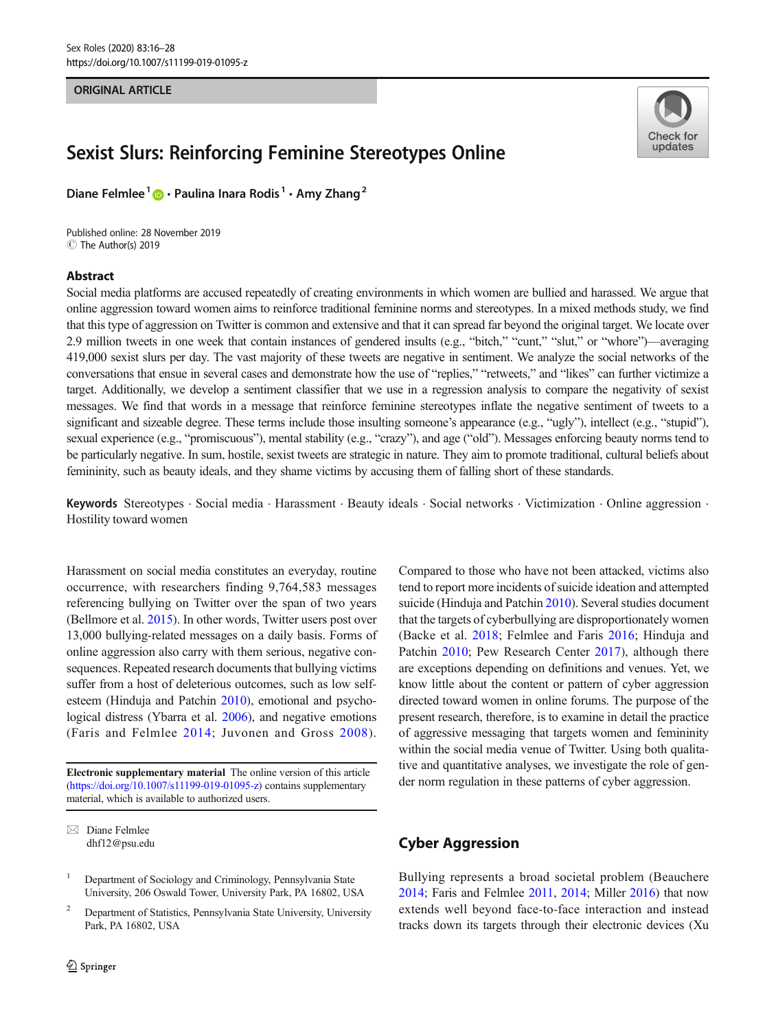ORIGINAL ARTICLE

# Sexist Slurs: Reinforcing Feminine Stereotypes Online

**Diane Felmlee**[1] · **Paulina Inara Rodis**[1] · **Amy Zhang**[2]

Published online: 28 November 2019
© The Author(s) 2019

## Abstract

Social media platforms are accused repeatedly of creating environments in which women are bullied and harassed. We argue that online aggression toward women aims to reinforce traditional feminine norms and stereotypes. In a mixed methods study, we find that this type of aggression on Twitter is common and extensive and that it can spread far beyond the original target. We locate over 2.9 million tweets in one week that contain instances of gendered insults (e.g., "bitch," "cunt," "slut," or "whore")—averaging 419,000 sexist slurs per day. The vast majority of these tweets are negative in sentiment. We analyze the social networks of the conversations that ensue in several cases and demonstrate how the use of "replies," "retweets," and "likes" can further victimize a target. Additionally, we develop a sentiment classifier that we use in a regression analysis to compare the negativity of sexist messages. We find that words in a message that reinforce feminine stereotypes inflate the negative sentiment of tweets to a significant and sizeable degree. These terms include those insulting someone's appearance (e.g., "ugly"), intellect (e.g., "stupid"), sexual experience (e.g., "promiscuous"), mental stability (e.g., "crazy"), and age ("old"). Messages enforcing beauty norms tend to be particularly negative. In sum, hostile, sexist tweets are strategic in nature. They aim to promote traditional, cultural beliefs about femininity, such as beauty ideals, and they shame victims by accusing them of falling short of these standards.

**Keywords** Stereotypes · Social media · Harassment · Beauty ideals · Social networks · Victimization · Online aggression · Hostility toward women

Harassment on social media constitutes an everyday, routine occurrence, with researchers finding 9,764,583 messages referencing bullying on Twitter over the span of two years (Bellmore et al. 2015). In other words, Twitter users post over 13,000 bullying-related messages on a daily basis. Forms of online aggression also carry with them serious, negative consequences. Repeated research documents that bullying victims suffer from a host of deleterious outcomes, such as low self-esteem (Hinduja and Patchin 2010), emotional and psychological distress (Ybarra et al. 2006), and negative emotions (Faris and Felmlee 2014; Juvonen and Gross 2008). Compared to those who have not been attacked, victims also tend to report more incidents of suicide ideation and attempted suicide (Hinduja and Patchin 2010). Several studies document that the targets of cyberbullying are disproportionately women (Backe et al. 2018; Felmlee and Faris 2016; Hinduja and Patchin 2010; Pew Research Center 2017), although there are exceptions depending on definitions and venues. Yet, we know little about the content or pattern of cyber aggression directed toward women in online forums. The purpose of the present research, therefore, is to examine in detail the practice of aggressive messaging that targets women and femininity within the social media venue of Twitter. Using both qualitative and quantitative analyses, we investigate the role of gender norm regulation in these patterns of cyber aggression.

## Cyber Aggression

Bullying represents a broad societal problem (Beauchere 2014; Faris and Felmlee 2011, 2014; Miller 2016) that now extends well beyond face-to-face interaction and instead tracks down its targets through their electronic devices (Xu

**Electronic supplementary material** The online version of this article (https://doi.org/10.1007/s11199-019-01095-z) contains supplementary material, which is available to authorized users.

✉ Diane Felmlee
dhf12@psu.edu

[1] Department of Sociology and Criminology, Pennsylvania State University, 206 Oswald Tower, University Park, PA 16802, USA

[2] Department of Statistics, Pennsylvania State University, University Park, PA 16802, USA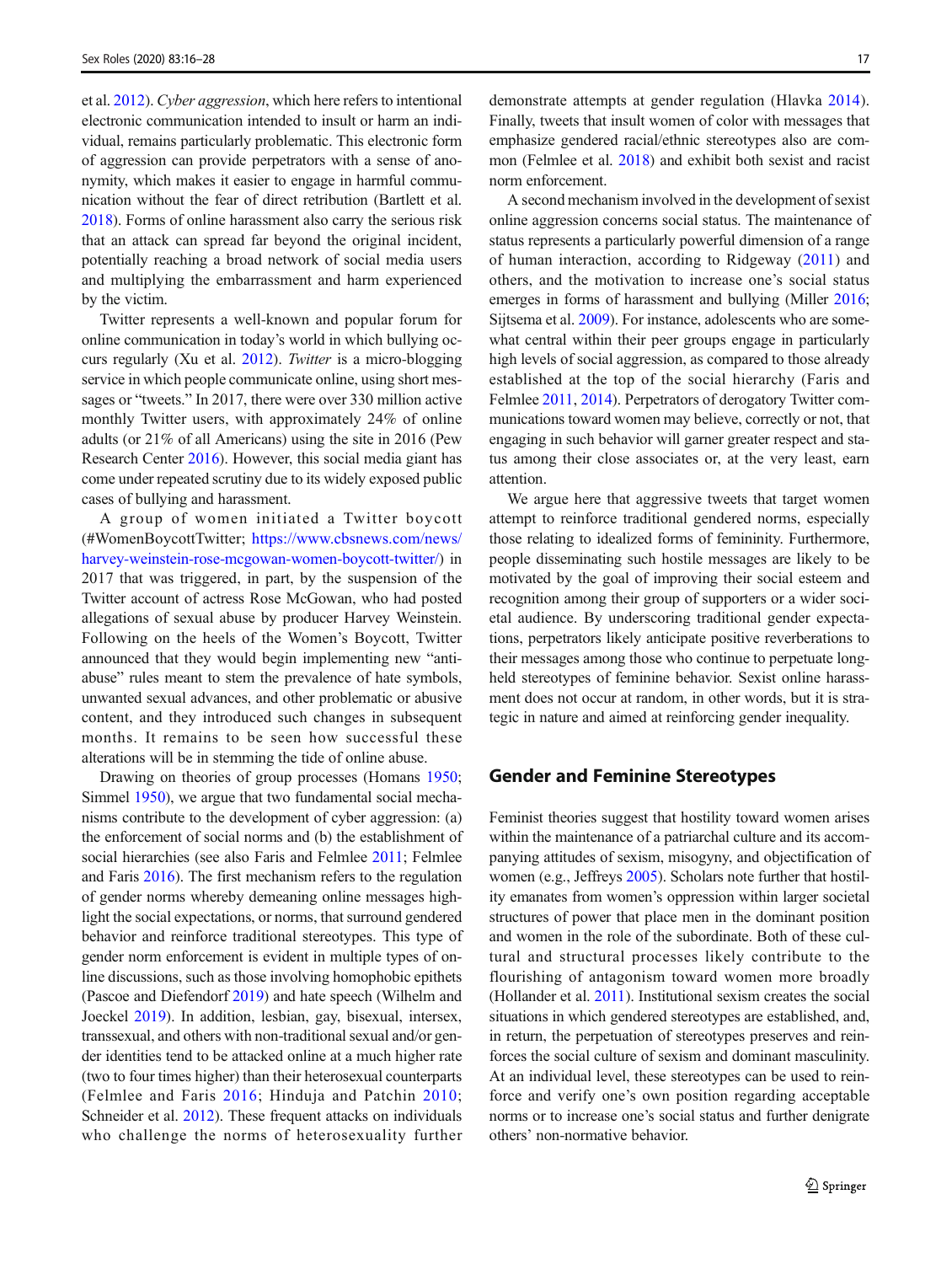et al. 2012). *Cyber aggression*, which here refers to intentional electronic communication intended to insult or harm an individual, remains particularly problematic. This electronic form of aggression can provide perpetrators with a sense of anonymity, which makes it easier to engage in harmful communication without the fear of direct retribution (Bartlett et al. 2018). Forms of online harassment also carry the serious risk that an attack can spread far beyond the original incident, potentially reaching a broad network of social media users and multiplying the embarrassment and harm experienced by the victim.

Twitter represents a well-known and popular forum for online communication in today's world in which bullying occurs regularly (Xu et al. 2012). *Twitter* is a micro-blogging service in which people communicate online, using short messages or "tweets." In 2017, there were over 330 million active monthly Twitter users, with approximately 24% of online adults (or 21% of all Americans) using the site in 2016 (Pew Research Center 2016). However, this social media giant has come under repeated scrutiny due to its widely exposed public cases of bullying and harassment.

A group of women initiated a Twitter boycott (#WomenBoycottTwitter; https://www.cbsnews.com/news/harvey-weinstein-rose-mcgowan-women-boycott-twitter/) in 2017 that was triggered, in part, by the suspension of the Twitter account of actress Rose McGowan, who had posted allegations of sexual abuse by producer Harvey Weinstein. Following on the heels of the Women's Boycott, Twitter announced that they would begin implementing new "anti-abuse" rules meant to stem the prevalence of hate symbols, unwanted sexual advances, and other problematic or abusive content, and they introduced such changes in subsequent months. It remains to be seen how successful these alterations will be in stemming the tide of online abuse.

Drawing on theories of group processes (Homans 1950; Simmel 1950), we argue that two fundamental social mechanisms contribute to the development of cyber aggression: (a) the enforcement of social norms and (b) the establishment of social hierarchies (see also Faris and Felmlee 2011; Felmlee and Faris 2016). The first mechanism refers to the regulation of gender norms whereby demeaning online messages highlight the social expectations, or norms, that surround gendered behavior and reinforce traditional stereotypes. This type of gender norm enforcement is evident in multiple types of online discussions, such as those involving homophobic epithets (Pascoe and Diefendorf 2019) and hate speech (Wilhelm and Joeckel 2019). In addition, lesbian, gay, bisexual, intersex, transsexual, and others with non-traditional sexual and/or gender identities tend to be attacked online at a much higher rate (two to four times higher) than their heterosexual counterparts (Felmlee and Faris 2016; Hinduja and Patchin 2010; Schneider et al. 2012). These frequent attacks on individuals who challenge the norms of heterosexuality further demonstrate attempts at gender regulation (Hlavka 2014). Finally, tweets that insult women of color with messages that emphasize gendered racial/ethnic stereotypes also are common (Felmlee et al. 2018) and exhibit both sexist and racist norm enforcement.

A second mechanism involved in the development of sexist online aggression concerns social status. The maintenance of status represents a particularly powerful dimension of a range of human interaction, according to Ridgeway (2011) and others, and the motivation to increase one's social status emerges in forms of harassment and bullying (Miller 2016; Sijtsema et al. 2009). For instance, adolescents who are somewhat central within their peer groups engage in particularly high levels of social aggression, as compared to those already established at the top of the social hierarchy (Faris and Felmlee 2011, 2014). Perpetrators of derogatory Twitter communications toward women may believe, correctly or not, that engaging in such behavior will garner greater respect and status among their close associates or, at the very least, earn attention.

We argue here that aggressive tweets that target women attempt to reinforce traditional gendered norms, especially those relating to idealized forms of femininity. Furthermore, people disseminating such hostile messages are likely to be motivated by the goal of improving their social esteem and recognition among their group of supporters or a wider societal audience. By underscoring traditional gender expectations, perpetrators likely anticipate positive reverberations to their messages among those who continue to perpetuate long-held stereotypes of feminine behavior. Sexist online harassment does not occur at random, in other words, but it is strategic in nature and aimed at reinforcing gender inequality.

## Gender and Feminine Stereotypes

Feminist theories suggest that hostility toward women arises within the maintenance of a patriarchal culture and its accompanying attitudes of sexism, misogyny, and objectification of women (e.g., Jeffreys 2005). Scholars note further that hostility emanates from women's oppression within larger societal structures of power that place men in the dominant position and women in the role of the subordinate. Both of these cultural and structural processes likely contribute to the flourishing of antagonism toward women more broadly (Hollander et al. 2011). Institutional sexism creates the social situations in which gendered stereotypes are established, and, in return, the perpetuation of stereotypes preserves and reinforces the social culture of sexism and dominant masculinity. At an individual level, these stereotypes can be used to reinforce and verify one's own position regarding acceptable norms or to increase one's social status and further denigrate others' non-normative behavior.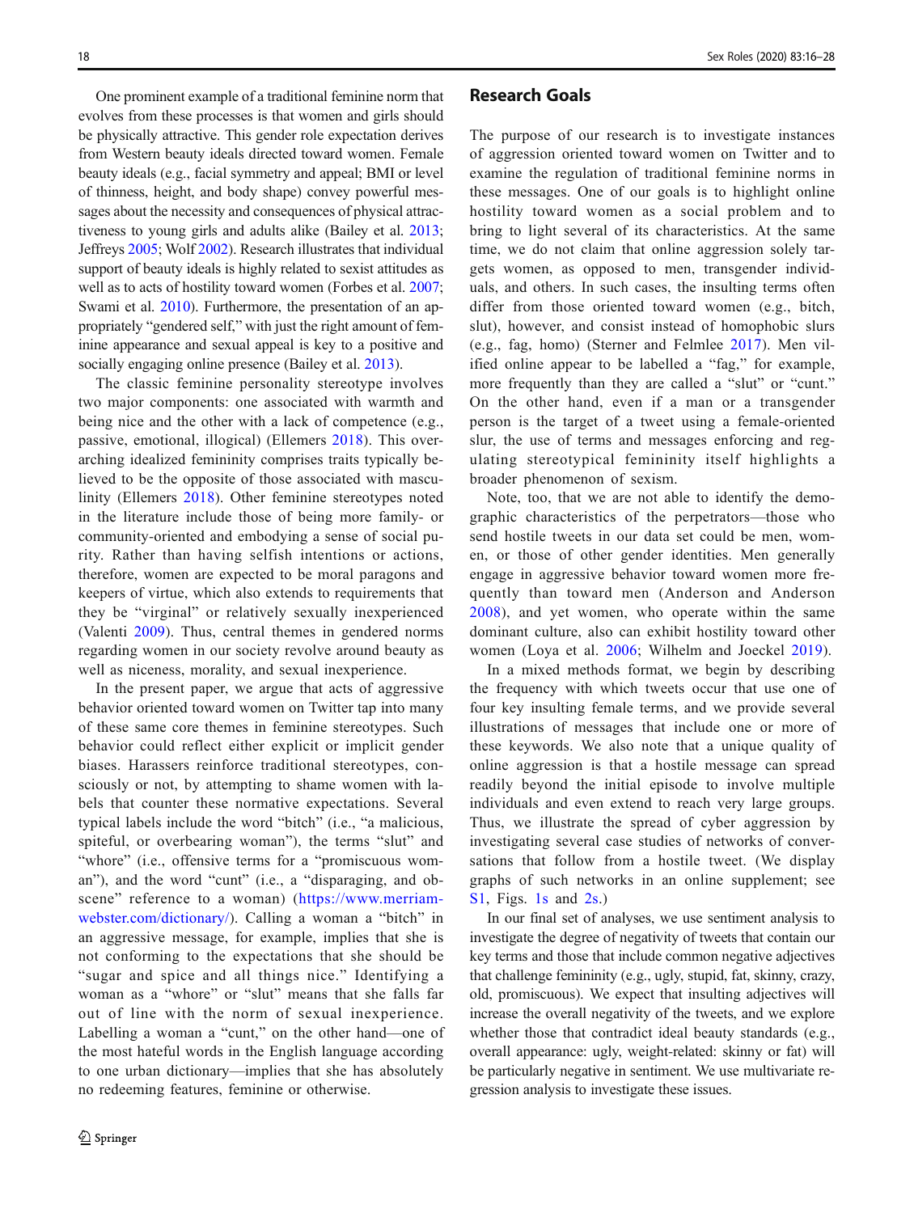One prominent example of a traditional feminine norm that evolves from these processes is that women and girls should be physically attractive. This gender role expectation derives from Western beauty ideals directed toward women. Female beauty ideals (e.g., facial symmetry and appeal; BMI or level of thinness, height, and body shape) convey powerful messages about the necessity and consequences of physical attractiveness to young girls and adults alike (Bailey et al. 2013; Jeffreys 2005; Wolf 2002). Research illustrates that individual support of beauty ideals is highly related to sexist attitudes as well as to acts of hostility toward women (Forbes et al. 2007; Swami et al. 2010). Furthermore, the presentation of an appropriately "gendered self," with just the right amount of feminine appearance and sexual appeal is key to a positive and socially engaging online presence (Bailey et al. 2013).

The classic feminine personality stereotype involves two major components: one associated with warmth and being nice and the other with a lack of competence (e.g., passive, emotional, illogical) (Ellemers 2018). This overarching idealized femininity comprises traits typically believed to be the opposite of those associated with masculinity (Ellemers 2018). Other feminine stereotypes noted in the literature include those of being more family- or community-oriented and embodying a sense of social purity. Rather than having selfish intentions or actions, therefore, women are expected to be moral paragons and keepers of virtue, which also extends to requirements that they be "virginal" or relatively sexually inexperienced (Valenti 2009). Thus, central themes in gendered norms regarding women in our society revolve around beauty as well as niceness, morality, and sexual inexperience.

In the present paper, we argue that acts of aggressive behavior oriented toward women on Twitter tap into many of these same core themes in feminine stereotypes. Such behavior could reflect either explicit or implicit gender biases. Harassers reinforce traditional stereotypes, consciously or not, by attempting to shame women with labels that counter these normative expectations. Several typical labels include the word "bitch" (i.e., "a malicious, spiteful, or overbearing woman"), the terms "slut" and "whore" (i.e., offensive terms for a "promiscuous woman"), and the word "cunt" (i.e., a "disparaging, and obscene" reference to a woman) (https://www.merriam-webster.com/dictionary/). Calling a woman a "bitch" in an aggressive message, for example, implies that she is not conforming to the expectations that she should be "sugar and spice and all things nice." Identifying a woman as a "whore" or "slut" means that she falls far out of line with the norm of sexual inexperience. Labelling a woman a "cunt," on the other hand—one of the most hateful words in the English language according to one urban dictionary—implies that she has absolutely no redeeming features, feminine or otherwise.

## Research Goals

The purpose of our research is to investigate instances of aggression oriented toward women on Twitter and to examine the regulation of traditional feminine norms in these messages. One of our goals is to highlight online hostility toward women as a social problem and to bring to light several of its characteristics. At the same time, we do not claim that online aggression solely targets women, as opposed to men, transgender individuals, and others. In such cases, the insulting terms often differ from those oriented toward women (e.g., bitch, slut), however, and consist instead of homophobic slurs (e.g., fag, homo) (Sterner and Felmlee 2017). Men vilified online appear to be labelled a "fag," for example, more frequently than they are called a "slut" or "cunt." On the other hand, even if a man or a transgender person is the target of a tweet using a female-oriented slur, the use of terms and messages enforcing and regulating stereotypical femininity itself highlights a broader phenomenon of sexism.

Note, too, that we are not able to identify the demographic characteristics of the perpetrators—those who send hostile tweets in our data set could be men, women, or those of other gender identities. Men generally engage in aggressive behavior toward women more frequently than toward men (Anderson and Anderson 2008), and yet women, who operate within the same dominant culture, also can exhibit hostility toward other women (Loya et al. 2006; Wilhelm and Joeckel 2019).

In a mixed methods format, we begin by describing the frequency with which tweets occur that use one of four key insulting female terms, and we provide several illustrations of messages that include one or more of these keywords. We also note that a unique quality of online aggression is that a hostile message can spread readily beyond the initial episode to involve multiple individuals and even extend to reach very large groups. Thus, we illustrate the spread of cyber aggression by investigating several case studies of networks of conversations that follow from a hostile tweet. (We display graphs of such networks in an online supplement; see S1, Figs. 1s and 2s.)

In our final set of analyses, we use sentiment analysis to investigate the degree of negativity of tweets that contain our key terms and those that include common negative adjectives that challenge femininity (e.g., ugly, stupid, fat, skinny, crazy, old, promiscuous). We expect that insulting adjectives will increase the overall negativity of the tweets, and we explore whether those that contradict ideal beauty standards (e.g., overall appearance: ugly, weight-related: skinny or fat) will be particularly negative in sentiment. We use multivariate regression analysis to investigate these issues.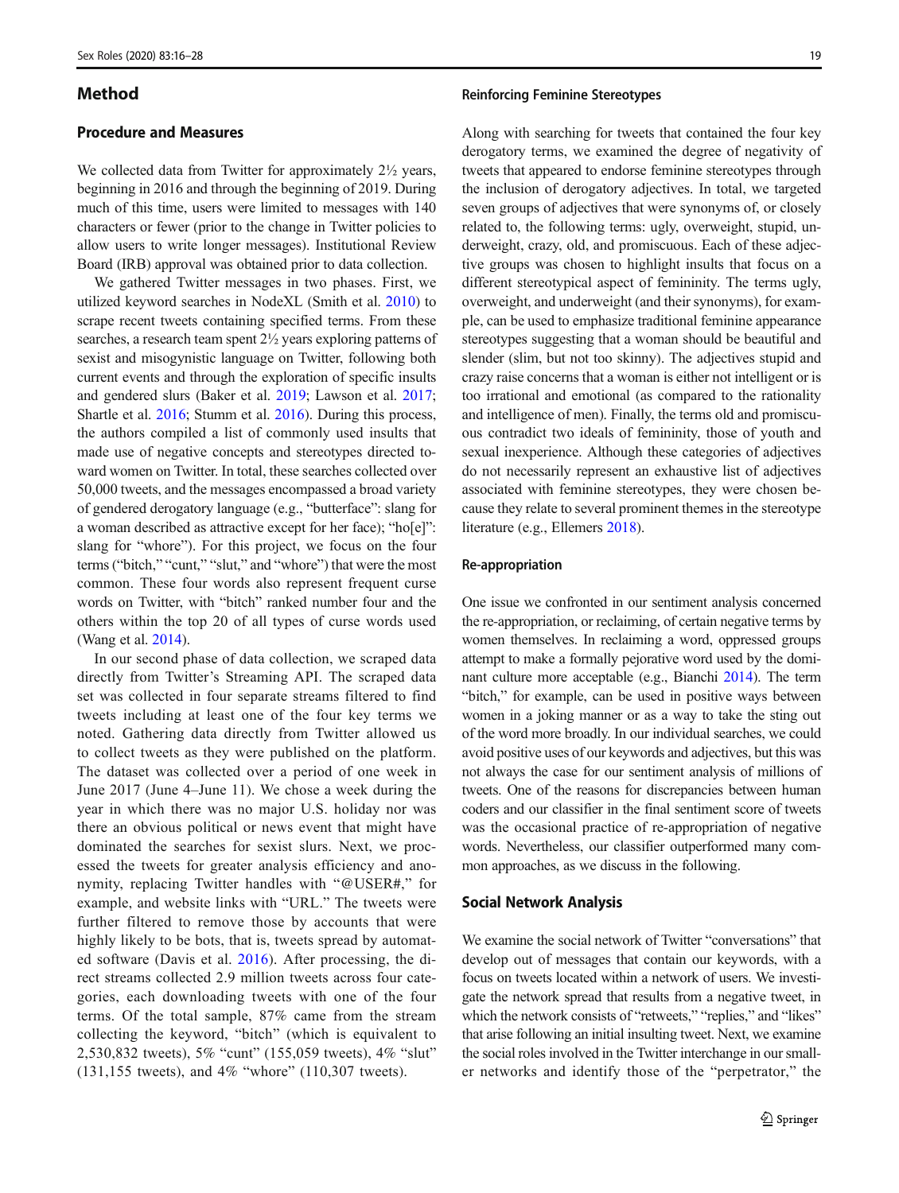## Method

### Procedure and Measures

We collected data from Twitter for approximately 2½ years, beginning in 2016 and through the beginning of 2019. During much of this time, users were limited to messages with 140 characters or fewer (prior to the change in Twitter policies to allow users to write longer messages). Institutional Review Board (IRB) approval was obtained prior to data collection.

We gathered Twitter messages in two phases. First, we utilized keyword searches in NodeXL (Smith et al. 2010) to scrape recent tweets containing specified terms. From these searches, a research team spent 2½ years exploring patterns of sexist and misogynistic language on Twitter, following both current events and through the exploration of specific insults and gendered slurs (Baker et al. 2019; Lawson et al. 2017; Shartle et al. 2016; Stumm et al. 2016). During this process, the authors compiled a list of commonly used insults that made use of negative concepts and stereotypes directed toward women on Twitter. In total, these searches collected over 50,000 tweets, and the messages encompassed a broad variety of gendered derogatory language (e.g., "butterface": slang for a woman described as attractive except for her face); "ho[e]": slang for "whore"). For this project, we focus on the four terms ("bitch," "cunt," "slut," and "whore") that were the most common. These four words also represent frequent curse words on Twitter, with "bitch" ranked number four and the others within the top 20 of all types of curse words used (Wang et al. 2014).

In our second phase of data collection, we scraped data directly from Twitter's Streaming API. The scraped data set was collected in four separate streams filtered to find tweets including at least one of the four key terms we noted. Gathering data directly from Twitter allowed us to collect tweets as they were published on the platform. The dataset was collected over a period of one week in June 2017 (June 4–June 11). We chose a week during the year in which there was no major U.S. holiday nor was there an obvious political or news event that might have dominated the searches for sexist slurs. Next, we processed the tweets for greater analysis efficiency and anonymity, replacing Twitter handles with "@USER#," for example, and website links with "URL." The tweets were further filtered to remove those by accounts that were highly likely to be bots, that is, tweets spread by automated software (Davis et al. 2016). After processing, the direct streams collected 2.9 million tweets across four categories, each downloading tweets with one of the four terms. Of the total sample, 87% came from the stream collecting the keyword, "bitch" (which is equivalent to 2,530,832 tweets), 5% "cunt" (155,059 tweets), 4% "slut" (131,155 tweets), and 4% "whore" (110,307 tweets).

#### Reinforcing Feminine Stereotypes

Along with searching for tweets that contained the four key derogatory terms, we examined the degree of negativity of tweets that appeared to endorse feminine stereotypes through the inclusion of derogatory adjectives. In total, we targeted seven groups of adjectives that were synonyms of, or closely related to, the following terms: ugly, overweight, stupid, underweight, crazy, old, and promiscuous. Each of these adjective groups was chosen to highlight insults that focus on a different stereotypical aspect of femininity. The terms ugly, overweight, and underweight (and their synonyms), for example, can be used to emphasize traditional feminine appearance stereotypes suggesting that a woman should be beautiful and slender (slim, but not too skinny). The adjectives stupid and crazy raise concerns that a woman is either not intelligent or is too irrational and emotional (as compared to the rationality and intelligence of men). Finally, the terms old and promiscuous contradict two ideals of femininity, those of youth and sexual inexperience. Although these categories of adjectives do not necessarily represent an exhaustive list of adjectives associated with feminine stereotypes, they were chosen because they relate to several prominent themes in the stereotype literature (e.g., Ellemers 2018).

#### Re-appropriation

One issue we confronted in our sentiment analysis concerned the re-appropriation, or reclaiming, of certain negative terms by women themselves. In reclaiming a word, oppressed groups attempt to make a formally pejorative word used by the dominant culture more acceptable (e.g., Bianchi 2014). The term "bitch," for example, can be used in positive ways between women in a joking manner or as a way to take the sting out of the word more broadly. In our individual searches, we could avoid positive uses of our keywords and adjectives, but this was not always the case for our sentiment analysis of millions of tweets. One of the reasons for discrepancies between human coders and our classifier in the final sentiment score of tweets was the occasional practice of re-appropriation of negative words. Nevertheless, our classifier outperformed many common approaches, as we discuss in the following.

### Social Network Analysis

We examine the social network of Twitter "conversations" that develop out of messages that contain our keywords, with a focus on tweets located within a network of users. We investigate the network spread that results from a negative tweet, in which the network consists of "retweets," "replies," and "likes" that arise following an initial insulting tweet. Next, we examine the social roles involved in the Twitter interchange in our smaller networks and identify those of the "perpetrator," the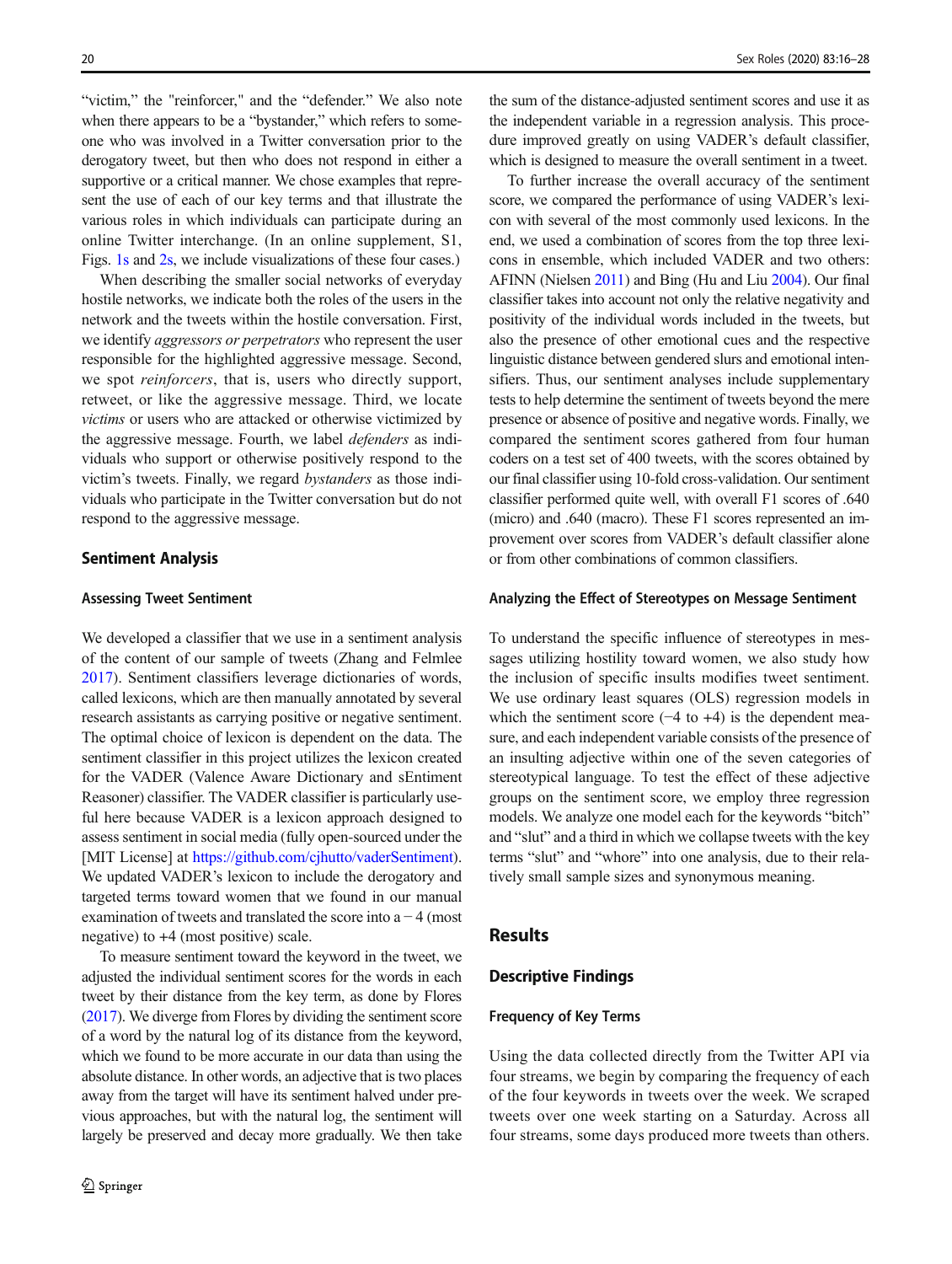"victim," the "reinforcer," and the "defender." We also note when there appears to be a "bystander," which refers to someone who was involved in a Twitter conversation prior to the derogatory tweet, but then who does not respond in either a supportive or a critical manner. We chose examples that represent the use of each of our key terms and that illustrate the various roles in which individuals can participate during an online Twitter interchange. (In an online supplement, S1, Figs. 1s and 2s, we include visualizations of these four cases.)

When describing the smaller social networks of everyday hostile networks, we indicate both the roles of the users in the network and the tweets within the hostile conversation. First, we identify *aggressors or perpetrators* who represent the user responsible for the highlighted aggressive message. Second, we spot *reinforcers*, that is, users who directly support, retweet, or like the aggressive message. Third, we locate *victims* or users who are attacked or otherwise victimized by the aggressive message. Fourth, we label *defenders* as individuals who support or otherwise positively respond to the victim's tweets. Finally, we regard *bystanders* as those individuals who participate in the Twitter conversation but do not respond to the aggressive message.

## Sentiment Analysis

### Assessing Tweet Sentiment

We developed a classifier that we use in a sentiment analysis of the content of our sample of tweets (Zhang and Felmlee 2017). Sentiment classifiers leverage dictionaries of words, called lexicons, which are then manually annotated by several research assistants as carrying positive or negative sentiment. The optimal choice of lexicon is dependent on the data. The sentiment classifier in this project utilizes the lexicon created for the VADER (Valence Aware Dictionary and sEntiment Reasoner) classifier. The VADER classifier is particularly useful here because VADER is a lexicon approach designed to assess sentiment in social media (fully open-sourced under the [MIT License] at https://github.com/cjhutto/vaderSentiment). We updated VADER's lexicon to include the derogatory and targeted terms toward women that we found in our manual examination of tweets and translated the score into a −4 (most negative) to +4 (most positive) scale.

To measure sentiment toward the keyword in the tweet, we adjusted the individual sentiment scores for the words in each tweet by their distance from the key term, as done by Flores (2017). We diverge from Flores by dividing the sentiment score of a word by the natural log of its distance from the keyword, which we found to be more accurate in our data than using the absolute distance. In other words, an adjective that is two places away from the target will have its sentiment halved under previous approaches, but with the natural log, the sentiment will largely be preserved and decay more gradually. We then take the sum of the distance-adjusted sentiment scores and use it as the independent variable in a regression analysis. This procedure improved greatly on using VADER's default classifier, which is designed to measure the overall sentiment in a tweet.

To further increase the overall accuracy of the sentiment score, we compared the performance of using VADER's lexicon with several of the most commonly used lexicons. In the end, we used a combination of scores from the top three lexicons in ensemble, which included VADER and two others: AFINN (Nielsen 2011) and Bing (Hu and Liu 2004). Our final classifier takes into account not only the relative negativity and positivity of the individual words included in the tweets, but also the presence of other emotional cues and the respective linguistic distance between gendered slurs and emotional intensifiers. Thus, our sentiment analyses include supplementary tests to help determine the sentiment of tweets beyond the mere presence or absence of positive and negative words. Finally, we compared the sentiment scores gathered from four human coders on a test set of 400 tweets, with the scores obtained by our final classifier using 10-fold cross-validation. Our sentiment classifier performed quite well, with overall F1 scores of .640 (micro) and .640 (macro). These F1 scores represented an improvement over scores from VADER's default classifier alone or from other combinations of common classifiers.

### Analyzing the Effect of Stereotypes on Message Sentiment

To understand the specific influence of stereotypes in messages utilizing hostility toward women, we also study how the inclusion of specific insults modifies tweet sentiment. We use ordinary least squares (OLS) regression models in which the sentiment score (−4 to +4) is the dependent measure, and each independent variable consists of the presence of an insulting adjective within one of the seven categories of stereotypical language. To test the effect of these adjective groups on the sentiment score, we employ three regression models. We analyze one model each for the keywords "bitch" and "slut" and a third in which we collapse tweets with the key terms "slut" and "whore" into one analysis, due to their relatively small sample sizes and synonymous meaning.

# Results

## Descriptive Findings

### Frequency of Key Terms

Using the data collected directly from the Twitter API via four streams, we begin by comparing the frequency of each of the four keywords in tweets over the week. We scraped tweets over one week starting on a Saturday. Across all four streams, some days produced more tweets than others.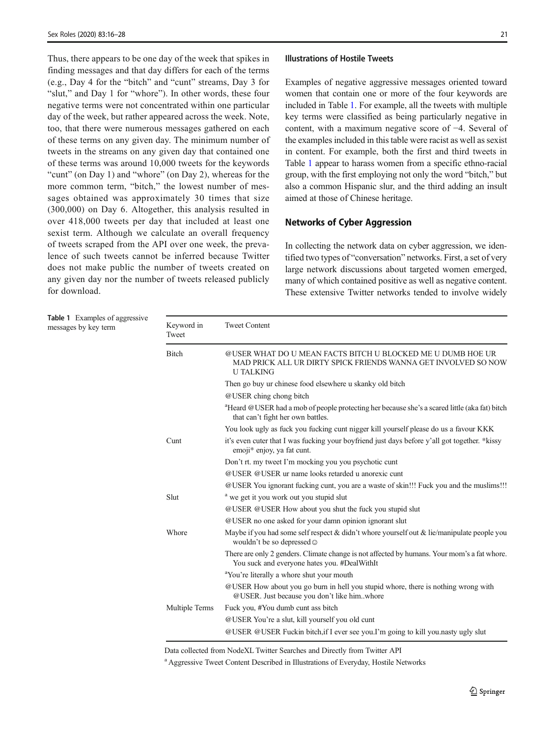Thus, there appears to be one day of the week that spikes in finding messages and that day differs for each of the terms (e.g., Day 4 for the "bitch" and "cunt" streams, Day 3 for "slut," and Day 1 for "whore"). In other words, these four negative terms were not concentrated within one particular day of the week, but rather appeared across the week. Note, too, that there were numerous messages gathered on each of these terms on any given day. The minimum number of tweets in the streams on any given day that contained one of these terms was around 10,000 tweets for the keywords "cunt" (on Day 1) and "whore" (on Day 2), whereas for the more common term, "bitch," the lowest number of messages obtained was approximately 30 times that size (300,000) on Day 6. Altogether, this analysis resulted in over 418,000 tweets per day that included at least one sexist term. Although we calculate an overall frequency of tweets scraped from the API over one week, the prevalence of such tweets cannot be inferred because Twitter does not make public the number of tweets created on any given day nor the number of tweets released publicly for download.

### Illustrations of Hostile Tweets

Examples of negative aggressive messages oriented toward women that contain one or more of the four keywords are included in Table 1. For example, all the tweets with multiple key terms were classified as being particularly negative in content, with a maximum negative score of −4. Several of the examples included in this table were racist as well as sexist in content. For example, both the first and third tweets in Table 1 appear to harass women from a specific ethno-racial group, with the first employing not only the word "bitch," but also a common Hispanic slur, and the third adding an insult aimed at those of Chinese heritage.

## Networks of Cyber Aggression

In collecting the network data on cyber aggression, we identified two types of "conversation" networks. First, a set of very large network discussions about targeted women emerged, many of which contained positive as well as negative content. These extensive Twitter networks tended to involve widely

**Table 1** Examples of aggressive messages by key term

| Keyword in Tweet | Tweet Content |
|---|---|
| Bitch | @USER WHAT DO U MEAN FACTS BITCH U BLOCKED ME U DUMB HOE UR MAD PRICK ALL UR DIRTY SPICK FRIENDS WANNA GET INVOLVED SO NOW U TALKING |
| | Then go buy ur chinese food elsewhere u skanky old bitch |
| | @USER ching chong bitch |
| | [a]Heard @USER had a mob of people protecting her because she's a scared little (aka fat) bitch that can't fight her own battles. |
| | You look ugly as fuck you fucking cunt nigger kill yourself please do us a favour KKK |
| Cunt | it's even cuter that I was fucking your boyfriend just days before y'all got together. *kissy emoji* enjoy, ya fat cunt. |
| | Don't rt. my tweet I'm mocking you you psychotic cunt |
| | @USER @USER ur name looks retarded u anorexic cunt |
| | @USER You ignorant fucking cunt, you are a waste of skin!!! Fuck you and the muslims!!! |
| Slut | [a] we get it you work out you stupid slut |
| | @USER @USER How about you shut the fuck you stupid slut |
| | @USER no one asked for your damn opinion ignorant slut |
| Whore | Maybe if you had some self respect & didn't whore yourself out & lie/manipulate people you wouldn't be so depressed☺ |
| | There are only 2 genders. Climate change is not affected by humans. Your mom's a fat whore. You suck and everyone hates you. #DealWithIt |
| | [a]You're literally a whore shut your mouth |
| | @USER How about you go burn in hell you stupid whore, there is nothing wrong with @USER. Just because you don't like him..whore |
| Multiple Terms | Fuck you, #You dumb cunt ass bitch |
| | @USER You're a slut, kill yourself you old cunt |
| | @USER @USER Fuckin bitch,if I ever see you.I'm going to kill you.nasty ugly slut |

Data collected from NodeXL Twitter Searches and Directly from Twitter API

[a] Aggressive Tweet Content Described in Illustrations of Everyday, Hostile Networks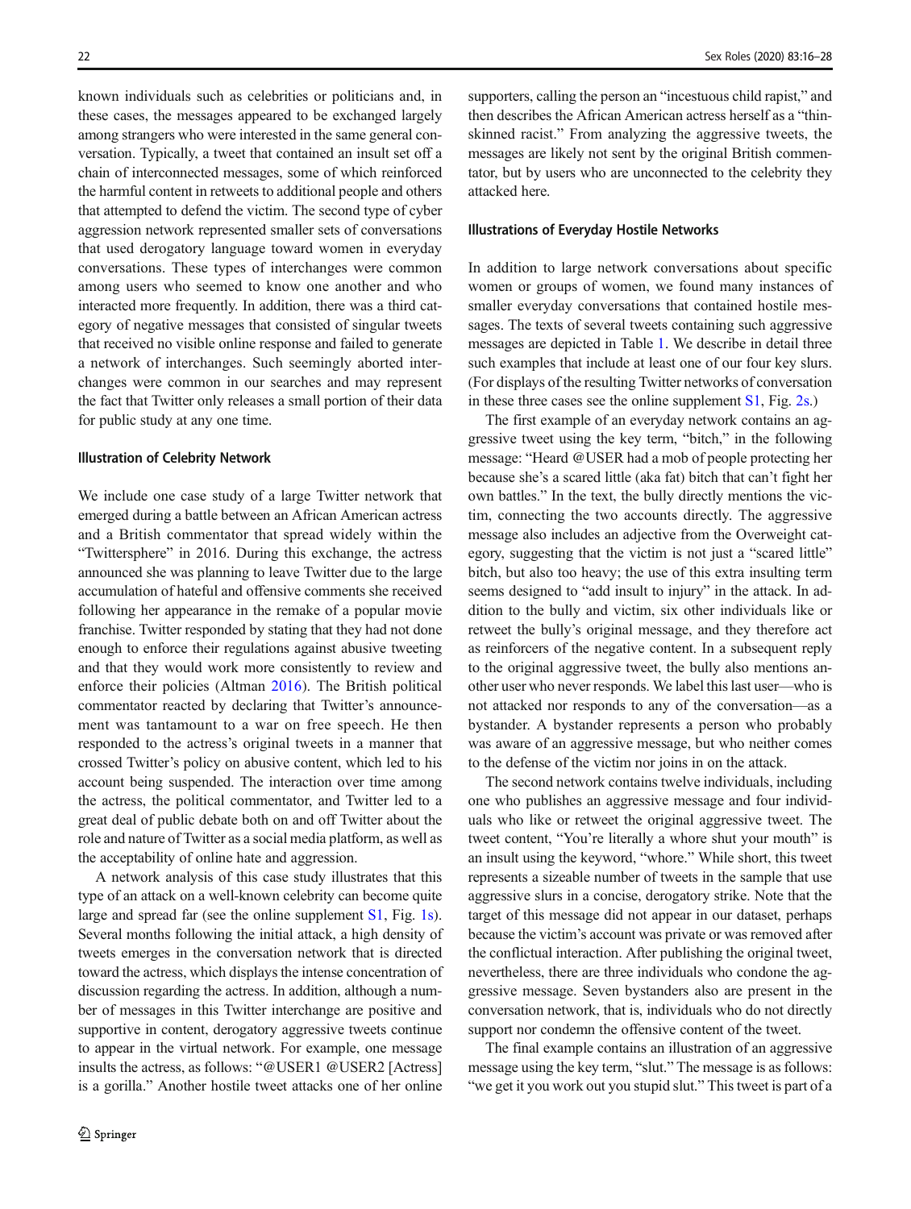known individuals such as celebrities or politicians and, in these cases, the messages appeared to be exchanged largely among strangers who were interested in the same general conversation. Typically, a tweet that contained an insult set off a chain of interconnected messages, some of which reinforced the harmful content in retweets to additional people and others that attempted to defend the victim. The second type of cyber aggression network represented smaller sets of conversations that used derogatory language toward women in everyday conversations. These types of interchanges were common among users who seemed to know one another and who interacted more frequently. In addition, there was a third category of negative messages that consisted of singular tweets that received no visible online response and failed to generate a network of interchanges. Such seemingly aborted interchanges were common in our searches and may represent the fact that Twitter only releases a small portion of their data for public study at any one time.

#### Illustration of Celebrity Network

We include one case study of a large Twitter network that emerged during a battle between an African American actress and a British commentator that spread widely within the "Twittersphere" in 2016. During this exchange, the actress announced she was planning to leave Twitter due to the large accumulation of hateful and offensive comments she received following her appearance in the remake of a popular movie franchise. Twitter responded by stating that they had not done enough to enforce their regulations against abusive tweeting and that they would work more consistently to review and enforce their policies (Altman 2016). The British political commentator reacted by declaring that Twitter's announcement was tantamount to a war on free speech. He then responded to the actress's original tweets in a manner that crossed Twitter's policy on abusive content, which led to his account being suspended. The interaction over time among the actress, the political commentator, and Twitter led to a great deal of public debate both on and off Twitter about the role and nature of Twitter as a social media platform, as well as the acceptability of online hate and aggression.

A network analysis of this case study illustrates that this type of an attack on a well-known celebrity can become quite large and spread far (see the online supplement S1, Fig. 1s). Several months following the initial attack, a high density of tweets emerges in the conversation network that is directed toward the actress, which displays the intense concentration of discussion regarding the actress. In addition, although a number of messages in this Twitter interchange are positive and supportive in content, derogatory aggressive tweets continue to appear in the virtual network. For example, one message insults the actress, as follows: "@USER1 @USER2 [Actress] is a gorilla." Another hostile tweet attacks one of her online supporters, calling the person an "incestuous child rapist," and then describes the African American actress herself as a "thin-skinned racist." From analyzing the aggressive tweets, the messages are likely not sent by the original British commentator, but by users who are unconnected to the celebrity they attacked here.

#### Illustrations of Everyday Hostile Networks

In addition to large network conversations about specific women or groups of women, we found many instances of smaller everyday conversations that contained hostile messages. The texts of several tweets containing such aggressive messages are depicted in Table 1. We describe in detail three such examples that include at least one of our four key slurs. (For displays of the resulting Twitter networks of conversation in these three cases see the online supplement S1, Fig. 2s.)

The first example of an everyday network contains an aggressive tweet using the key term, "bitch," in the following message: "Heard @USER had a mob of people protecting her because she's a scared little (aka fat) bitch that can't fight her own battles." In the text, the bully directly mentions the victim, connecting the two accounts directly. The aggressive message also includes an adjective from the Overweight category, suggesting that the victim is not just a "scared little" bitch, but also too heavy; the use of this extra insulting term seems designed to "add insult to injury" in the attack. In addition to the bully and victim, six other individuals like or retweet the bully's original message, and they therefore act as reinforcers of the negative content. In a subsequent reply to the original aggressive tweet, the bully also mentions another user who never responds. We label this last user—who is not attacked nor responds to any of the conversation—as a bystander. A bystander represents a person who probably was aware of an aggressive message, but who neither comes to the defense of the victim nor joins in on the attack.

The second network contains twelve individuals, including one who publishes an aggressive message and four individuals who like or retweet the original aggressive tweet. The tweet content, "You're literally a whore shut your mouth" is an insult using the keyword, "whore." While short, this tweet represents a sizeable number of tweets in the sample that use aggressive slurs in a concise, derogatory strike. Note that the target of this message did not appear in our dataset, perhaps because the victim's account was private or was removed after the conflictual interaction. After publishing the original tweet, nevertheless, there are three individuals who condone the aggressive message. Seven bystanders also are present in the conversation network, that is, individuals who do not directly support nor condemn the offensive content of the tweet.

The final example contains an illustration of an aggressive message using the key term, "slut." The message is as follows: "we get it you work out you stupid slut." This tweet is part of a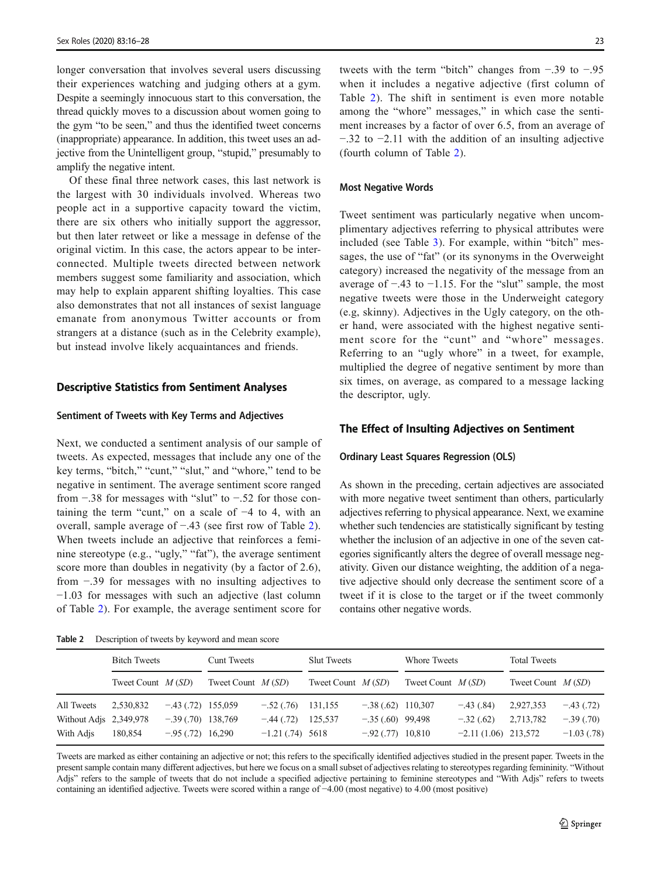longer conversation that involves several users discussing their experiences watching and judging others at a gym. Despite a seemingly innocuous start to this conversation, the thread quickly moves to a discussion about women going to the gym "to be seen," and thus the identified tweet concerns (inappropriate) appearance. In addition, this tweet uses an adjective from the Unintelligent group, "stupid," presumably to amplify the negative intent.

Of these final three network cases, this last network is the largest with 30 individuals involved. Whereas two people act in a supportive capacity toward the victim, there are six others who initially support the aggressor, but then later retweet or like a message in defense of the original victim. In this case, the actors appear to be interconnected. Multiple tweets directed between network members suggest some familiarity and association, which may help to explain apparent shifting loyalties. This case also demonstrates that not all instances of sexist language emanate from anonymous Twitter accounts or from strangers at a distance (such as in the Celebrity example), but instead involve likely acquaintances and friends.

## Descriptive Statistics from Sentiment Analyses

### Sentiment of Tweets with Key Terms and Adjectives

Next, we conducted a sentiment analysis of our sample of tweets. As expected, messages that include any one of the key terms, "bitch," "cunt," "slut," and "whore," tend to be negative in sentiment. The average sentiment score ranged from −.38 for messages with "slut" to −.52 for those containing the term "cunt," on a scale of −4 to 4, with an overall, sample average of −.43 (see first row of Table 2). When tweets include an adjective that reinforces a feminine stereotype (e.g., "ugly," "fat"), the average sentiment score more than doubles in negativity (by a factor of 2.6), from −.39 for messages with no insulting adjectives to −1.03 for messages with such an adjective (last column of Table 2). For example, the average sentiment score for tweets with the term "bitch" changes from −.39 to −.95 when it includes a negative adjective (first column of Table 2). The shift in sentiment is even more notable among the "whore" messages," in which case the sentiment increases by a factor of over 6.5, from an average of −.32 to −2.11 with the addition of an insulting adjective (fourth column of Table 2).

### Most Negative Words

Tweet sentiment was particularly negative when uncomplimentary adjectives referring to physical attributes were included (see Table 3). For example, within "bitch" messages, the use of "fat" (or its synonyms in the Overweight category) increased the negativity of the message from an average of −.43 to −1.15. For the "slut" sample, the most negative tweets were those in the Underweight category (e.g, skinny). Adjectives in the Ugly category, on the other hand, were associated with the highest negative sentiment score for the "cunt" and "whore" messages. Referring to an "ugly whore" in a tweet, for example, multiplied the degree of negative sentiment by more than six times, on average, as compared to a message lacking the descriptor, ugly.

## The Effect of Insulting Adjectives on Sentiment

### Ordinary Least Squares Regression (OLS)

As shown in the preceding, certain adjectives are associated with more negative tweet sentiment than others, particularly adjectives referring to physical appearance. Next, we examine whether such tendencies are statistically significant by testing whether the inclusion of an adjective in one of the seven categories significantly alters the degree of overall message negativity. Given our distance weighting, the addition of a negative adjective should only decrease the sentiment score of a tweet if it is close to the target or if the tweet commonly contains other negative words.

**Table 2** Description of tweets by keyword and mean score

| | Bitch Tweets | | Cunt Tweets | | Slut Tweets | | Whore Tweets | | Total Tweets | |
|---|---|---|---|---|---|---|---|---|---|---|
| | Tweet Count | *M* (*SD*) | Tweet Count | *M* (*SD*) | Tweet Count | *M* (*SD*) | Tweet Count | *M* (*SD*) | Tweet Count | *M* (*SD*) |
| All Tweets | 2,530,832 | −.43 (.72) | 155,059 | −.52 (.76) | 131,155 | −.38 (.62) | 110,307 | −.43 (.84) | 2,927,353 | −.43 (.72) |
| Without Adjs | 2,349,978 | −.39 (.70) | 138,769 | −.44 (.72) | 125,537 | −.35 (.60) | 99,498 | −.32 (.62) | 2,713,782 | −.39 (.70) |
| With Adjs | 180,854 | −.95 (.72) | 16,290 | −1.21 (.74) | 5618 | −.92 (.77) | 10,810 | −2.11 (1.06) | 213,572 | −1.03 (.78) |

Tweets are marked as either containing an adjective or not; this refers to the specifically identified adjectives studied in the present paper. Tweets in the present sample contain many different adjectives, but here we focus on a small subset of adjectives relating to stereotypes regarding femininity. "Without Adjs" refers to the sample of tweets that do not include a specified adjective pertaining to feminine stereotypes and "With Adjs" refers to tweets containing an identified adjective. Tweets were scored within a range of −4.00 (most negative) to 4.00 (most positive)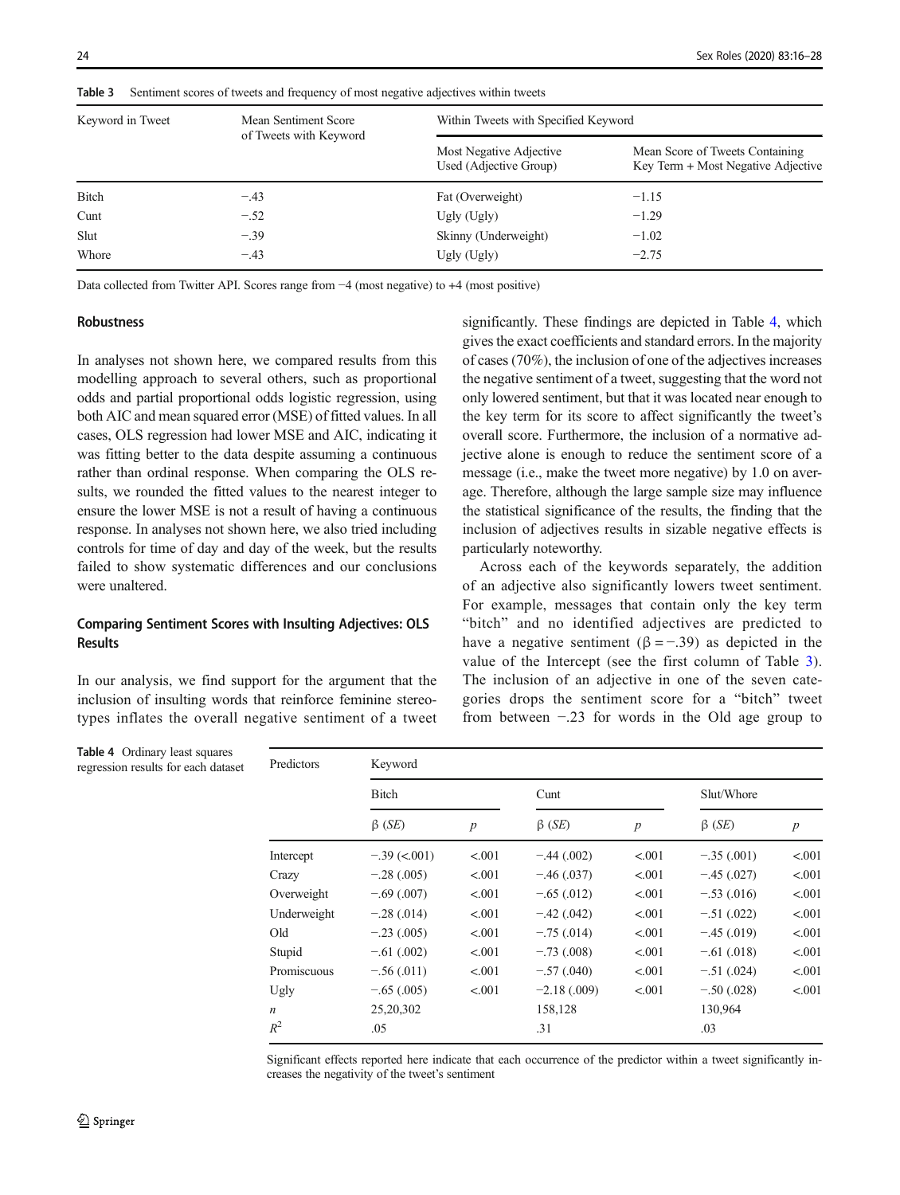**Table 3** Sentiment scores of tweets and frequency of most negative adjectives within tweets

| Keyword in Tweet | Mean Sentiment Score of Tweets with Keyword | Within Tweets with Specified Keyword | |
|---|---|---|---|
| | | Most Negative Adjective Used (Adjective Group) | Mean Score of Tweets Containing Key Term + Most Negative Adjective |
| Bitch | −.43 | Fat (Overweight) | −1.15 |
| Cunt | −.52 | Ugly (Ugly) | −1.29 |
| Slut | −.39 | Skinny (Underweight) | −1.02 |
| Whore | −.43 | Ugly (Ugly) | −2.75 |

Data collected from Twitter API. Scores range from −4 (most negative) to +4 (most positive)

### Robustness

In analyses not shown here, we compared results from this modelling approach to several others, such as proportional odds and partial proportional odds logistic regression, using both AIC and mean squared error (MSE) of fitted values. In all cases, OLS regression had lower MSE and AIC, indicating it was fitting better to the data despite assuming a continuous rather than ordinal response. When comparing the OLS results, we rounded the fitted values to the nearest integer to ensure the lower MSE is not a result of having a continuous response. In analyses not shown here, we also tried including controls for time of day and day of the week, but the results failed to show systematic differences and our conclusions were unaltered.

### Comparing Sentiment Scores with Insulting Adjectives: OLS Results

In our analysis, we find support for the argument that the inclusion of insulting words that reinforce feminine stereotypes inflates the overall negative sentiment of a tweet significantly. These findings are depicted in Table 4, which gives the exact coefficients and standard errors. In the majority of cases (70%), the inclusion of one of the adjectives increases the negative sentiment of a tweet, suggesting that the word not only lowered sentiment, but that it was located near enough to the key term for its score to affect significantly the tweet's overall score. Furthermore, the inclusion of a normative adjective alone is enough to reduce the sentiment score of a message (i.e., make the tweet more negative) by 1.0 on average. Therefore, although the large sample size may influence the statistical significance of the results, the finding that the inclusion of adjectives results in sizable negative effects is particularly noteworthy.

Across each of the keywords separately, the addition of an adjective also significantly lowers tweet sentiment. For example, messages that contain only the key term "bitch" and no identified adjectives are predicted to have a negative sentiment ($\beta = -.39$) as depicted in the value of the Intercept (see the first column of Table 3). The inclusion of an adjective in one of the seven categories drops the sentiment score for a "bitch" tweet from between −.23 for words in the Old age group to

**Table 4** Ordinary least squares regression results for each dataset

| Predictors | Keyword | | | | | |
|---|---|---|---|---|---|---|
| | Bitch | | Cunt | | Slut/Whore | |
| | β (*SE*) | *p* | β (*SE*) | *p* | β (*SE*) | *p* |
| Intercept | −.39 (<.001) | <.001 | −.44 (.002) | <.001 | −.35 (.001) | <.001 |
| Crazy | −.28 (.005) | <.001 | −.46 (.037) | <.001 | −.45 (.027) | <.001 |
| Overweight | −.69 (.007) | <.001 | −.65 (.012) | <.001 | −.53 (.016) | <.001 |
| Underweight | −.28 (.014) | <.001 | −.42 (.042) | <.001 | −.51 (.022) | <.001 |
| Old | −.23 (.005) | <.001 | −.75 (.014) | <.001 | −.45 (.019) | <.001 |
| Stupid | −.61 (.002) | <.001 | −.73 (.008) | <.001 | −.61 (.018) | <.001 |
| Promiscuous | −.56 (.011) | <.001 | −.57 (.040) | <.001 | −.51 (.024) | <.001 |
| Ugly | −.65 (.005) | <.001 | −2.18 (.009) | <.001 | −.50 (.028) | <.001 |
| *n* | 25,20,302 | | 158,128 | | 130,964 | |
| $R^2$ | .05 | | .31 | | .03 | |

Significant effects reported here indicate that each occurrence of the predictor within a tweet significantly increases the negativity of the tweet's sentiment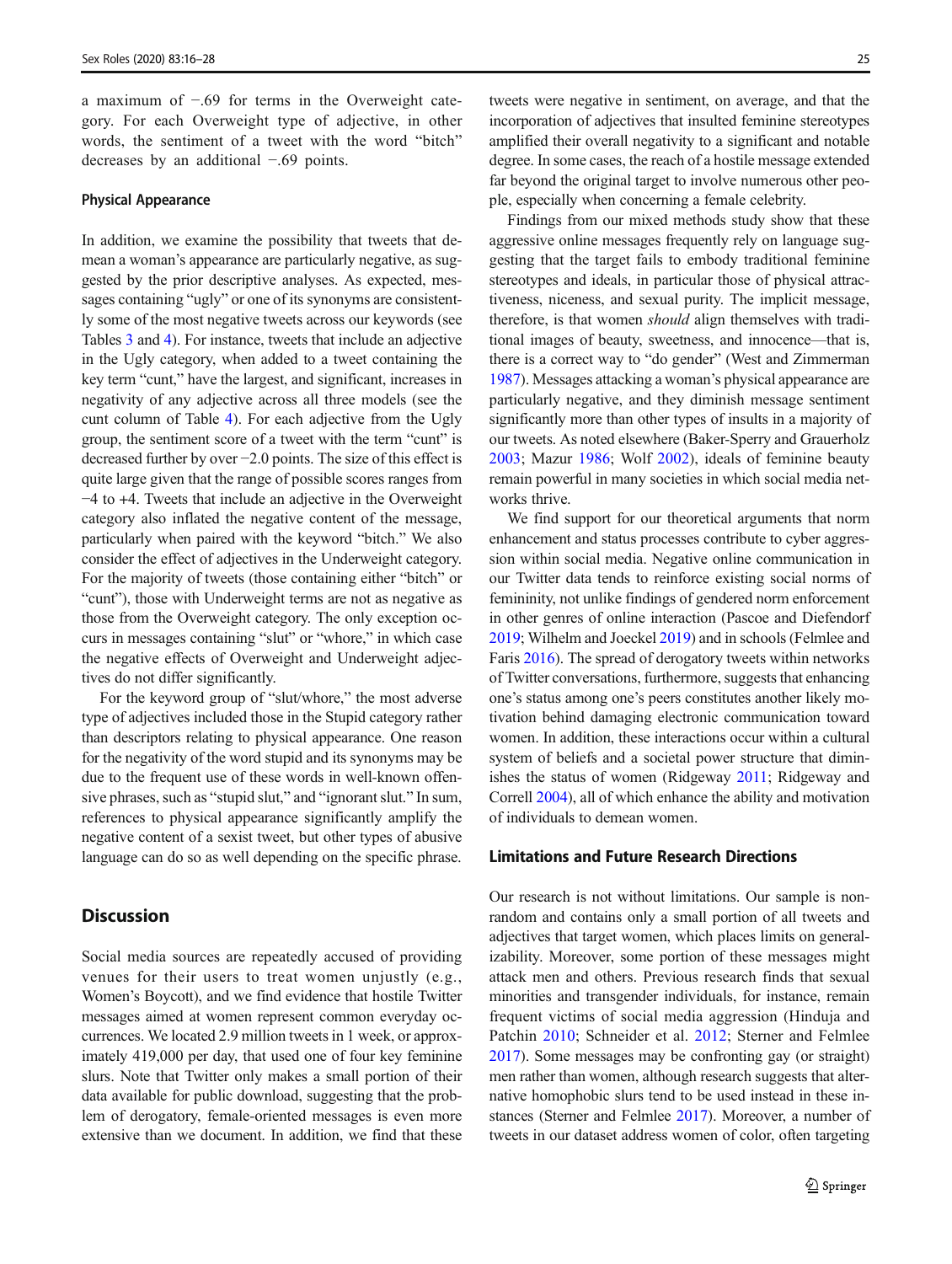a maximum of −.69 for terms in the Overweight category. For each Overweight type of adjective, in other words, the sentiment of a tweet with the word "bitch" decreases by an additional −.69 points.

### Physical Appearance

In addition, we examine the possibility that tweets that demean a woman's appearance are particularly negative, as suggested by the prior descriptive analyses. As expected, messages containing "ugly" or one of its synonyms are consistently some of the most negative tweets across our keywords (see Tables 3 and 4). For instance, tweets that include an adjective in the Ugly category, when added to a tweet containing the key term "cunt," have the largest, and significant, increases in negativity of any adjective across all three models (see the cunt column of Table 4). For each adjective from the Ugly group, the sentiment score of a tweet with the term "cunt" is decreased further by over −2.0 points. The size of this effect is quite large given that the range of possible scores ranges from −4 to +4. Tweets that include an adjective in the Overweight category also inflated the negative content of the message, particularly when paired with the keyword "bitch." We also consider the effect of adjectives in the Underweight category. For the majority of tweets (those containing either "bitch" or "cunt"), those with Underweight terms are not as negative as those from the Overweight category. The only exception occurs in messages containing "slut" or "whore," in which case the negative effects of Overweight and Underweight adjectives do not differ significantly.

For the keyword group of "slut/whore," the most adverse type of adjectives included those in the Stupid category rather than descriptors relating to physical appearance. One reason for the negativity of the word stupid and its synonyms may be due to the frequent use of these words in well-known offensive phrases, such as "stupid slut," and "ignorant slut." In sum, references to physical appearance significantly amplify the negative content of a sexist tweet, but other types of abusive language can do so as well depending on the specific phrase.

## Discussion

Social media sources are repeatedly accused of providing venues for their users to treat women unjustly (e.g., Women's Boycott), and we find evidence that hostile Twitter messages aimed at women represent common everyday occurrences. We located 2.9 million tweets in 1 week, or approximately 419,000 per day, that used one of four key feminine slurs. Note that Twitter only makes a small portion of their data available for public download, suggesting that the problem of derogatory, female-oriented messages is even more extensive than we document. In addition, we find that these tweets were negative in sentiment, on average, and that the incorporation of adjectives that insulted feminine stereotypes amplified their overall negativity to a significant and notable degree. In some cases, the reach of a hostile message extended far beyond the original target to involve numerous other people, especially when concerning a female celebrity.

Findings from our mixed methods study show that these aggressive online messages frequently rely on language suggesting that the target fails to embody traditional feminine stereotypes and ideals, in particular those of physical attractiveness, niceness, and sexual purity. The implicit message, therefore, is that women *should* align themselves with traditional images of beauty, sweetness, and innocence—that is, there is a correct way to "do gender" (West and Zimmerman 1987). Messages attacking a woman's physical appearance are particularly negative, and they diminish message sentiment significantly more than other types of insults in a majority of our tweets. As noted elsewhere (Baker-Sperry and Grauerholz 2003; Mazur 1986; Wolf 2002), ideals of feminine beauty remain powerful in many societies in which social media networks thrive.

We find support for our theoretical arguments that norm enhancement and status processes contribute to cyber aggression within social media. Negative online communication in our Twitter data tends to reinforce existing social norms of femininity, not unlike findings of gendered norm enforcement in other genres of online interaction (Pascoe and Diefendorf 2019; Wilhelm and Joeckel 2019) and in schools (Felmlee and Faris 2016). The spread of derogatory tweets within networks of Twitter conversations, furthermore, suggests that enhancing one's status among one's peers constitutes another likely motivation behind damaging electronic communication toward women. In addition, these interactions occur within a cultural system of beliefs and a societal power structure that diminishes the status of women (Ridgeway 2011; Ridgeway and Correll 2004), all of which enhance the ability and motivation of individuals to demean women.

### Limitations and Future Research Directions

Our research is not without limitations. Our sample is nonrandom and contains only a small portion of all tweets and adjectives that target women, which places limits on generalizability. Moreover, some portion of these messages might attack men and others. Previous research finds that sexual minorities and transgender individuals, for instance, remain frequent victims of social media aggression (Hinduja and Patchin 2010; Schneider et al. 2012; Sterner and Felmlee 2017). Some messages may be confronting gay (or straight) men rather than women, although research suggests that alternative homophobic slurs tend to be used instead in these instances (Sterner and Felmlee 2017). Moreover, a number of tweets in our dataset address women of color, often targeting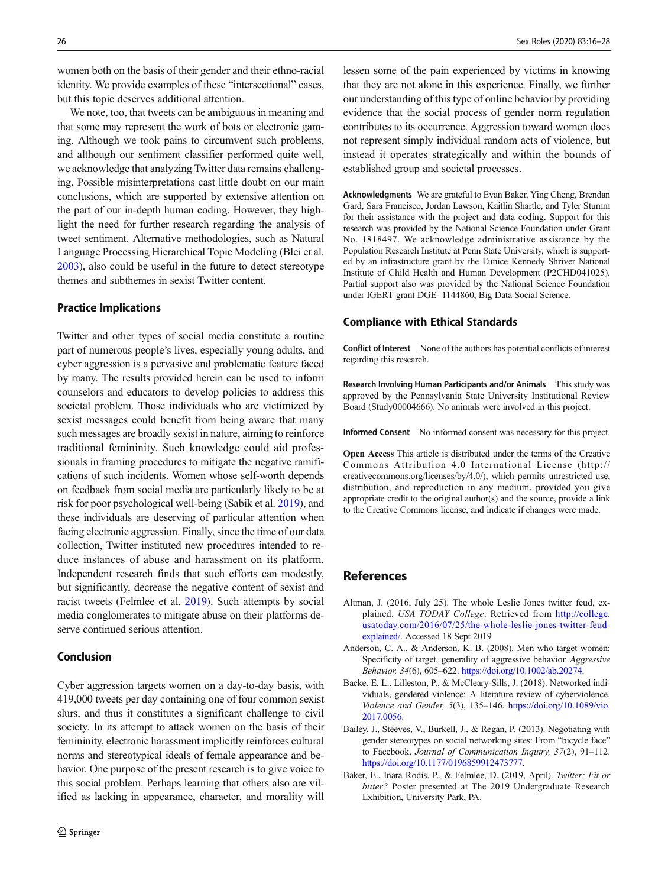women both on the basis of their gender and their ethno-racial identity. We provide examples of these "intersectional" cases, but this topic deserves additional attention.

We note, too, that tweets can be ambiguous in meaning and that some may represent the work of bots or electronic gaming. Although we took pains to circumvent such problems, and although our sentiment classifier performed quite well, we acknowledge that analyzing Twitter data remains challenging. Possible misinterpretations cast little doubt on our main conclusions, which are supported by extensive attention on the part of our in-depth human coding. However, they highlight the need for further research regarding the analysis of tweet sentiment. Alternative methodologies, such as Natural Language Processing Hierarchical Topic Modeling (Blei et al. 2003), also could be useful in the future to detect stereotype themes and subthemes in sexist Twitter content.

## Practice Implications

Twitter and other types of social media constitute a routine part of numerous people's lives, especially young adults, and cyber aggression is a pervasive and problematic feature faced by many. The results provided herein can be used to inform counselors and educators to develop policies to address this societal problem. Those individuals who are victimized by sexist messages could benefit from being aware that many such messages are broadly sexist in nature, aiming to reinforce traditional femininity. Such knowledge could aid professionals in framing procedures to mitigate the negative ramifications of such incidents. Women whose self-worth depends on feedback from social media are particularly likely to be at risk for poor psychological well-being (Sabik et al. 2019), and these individuals are deserving of particular attention when facing electronic aggression. Finally, since the time of our data collection, Twitter instituted new procedures intended to reduce instances of abuse and harassment on its platform. Independent research finds that such efforts can modestly, but significantly, decrease the negative content of sexist and racist tweets (Felmlee et al. 2019). Such attempts by social media conglomerates to mitigate abuse on their platforms deserve continued serious attention.

## Conclusion

Cyber aggression targets women on a day-to-day basis, with 419,000 tweets per day containing one of four common sexist slurs, and thus it constitutes a significant challenge to civil society. In its attempt to attack women on the basis of their femininity, electronic harassment implicitly reinforces cultural norms and stereotypical ideals of female appearance and behavior. One purpose of the present research is to give voice to this social problem. Perhaps learning that others also are vilified as lacking in appearance, character, and morality will lessen some of the pain experienced by victims in knowing that they are not alone in this experience. Finally, we further our understanding of this type of online behavior by providing evidence that the social process of gender norm regulation contributes to its occurrence. Aggression toward women does not represent simply individual random acts of violence, but instead it operates strategically and within the bounds of established group and societal processes.

**Acknowledgments** We are grateful to Evan Baker, Ying Cheng, Brendan Gard, Sara Francisco, Jordan Lawson, Kaitlin Shartle, and Tyler Stumm for their assistance with the project and data coding. Support for this research was provided by the National Science Foundation under Grant No. 1818497. We acknowledge administrative assistance by the Population Research Institute at Penn State University, which is supported by an infrastructure grant by the Eunice Kennedy Shriver National Institute of Child Health and Human Development (P2CHD041025). Partial support also was provided by the National Science Foundation under IGERT grant DGE- 1144860, Big Data Social Science.

## Compliance with Ethical Standards

**Conflict of Interest** None of the authors has potential conflicts of interest regarding this research.

**Research Involving Human Participants and/or Animals** This study was approved by the Pennsylvania State University Institutional Review Board (Study00004666). No animals were involved in this project.

**Informed Consent** No informed consent was necessary for this project.

**Open Access** This article is distributed under the terms of the Creative Commons Attribution 4.0 International License (http://creativecommons.org/licenses/by/4.0/), which permits unrestricted use, distribution, and reproduction in any medium, provided you give appropriate credit to the original author(s) and the source, provide a link to the Creative Commons license, and indicate if changes were made.

## References

Altman, J. (2016, July 25). The whole Leslie Jones twitter feud, explained. *USA TODAY College*. Retrieved from http://college.usatoday.com/2016/07/25/the-whole-leslie-jones-twitter-feud-explained/. Accessed 18 Sept 2019

Anderson, C. A., & Anderson, K. B. (2008). Men who target women: Specificity of target, generality of aggressive behavior. *Aggressive Behavior, 34*(6), 605–622. https://doi.org/10.1002/ab.20274.

Backe, E. L., Lilleston, P., & McCleary-Sills, J. (2018). Networked individuals, gendered violence: A literature review of cyberviolence. *Violence and Gender, 5*(3), 135–146. https://doi.org/10.1089/vio.2017.0056.

Bailey, J., Steeves, V., Burkell, J., & Regan, P. (2013). Negotiating with gender stereotypes on social networking sites: From "bicycle face" to Facebook. *Journal of Communication Inquiry, 37*(2), 91–112. https://doi.org/10.1177/0196859912473777.

Baker, E., Inara Rodis, P., & Felmlee, D. (2019, April). *Twitter: Fit or bitter?* Poster presented at The 2019 Undergraduate Research Exhibition, University Park, PA.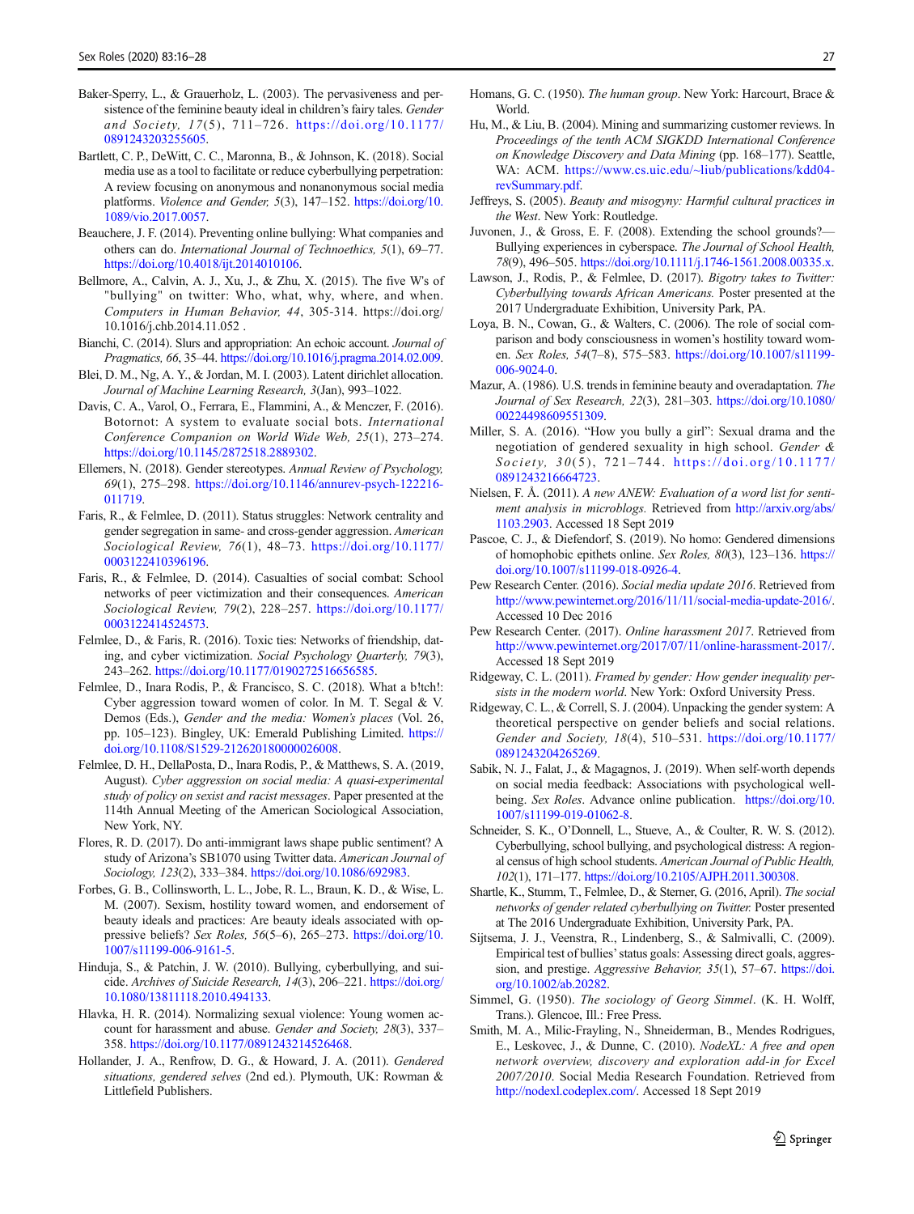Baker-Sperry, L., & Grauerholz, L. (2003). The pervasiveness and persistence of the feminine beauty ideal in children's fairy tales. *Gender and Society, 17*(5), 711–726. https://doi.org/10.1177/0891243203255605.

Bartlett, C. P., DeWitt, C. C., Maronna, B., & Johnson, K. (2018). Social media use as a tool to facilitate or reduce cyberbullying perpetration: A review focusing on anonymous and nonanonymous social media platforms. *Violence and Gender, 5*(3), 147–152. https://doi.org/10.1089/vio.2017.0057.

Beauchere, J. F. (2014). Preventing online bullying: What companies and others can do. *International Journal of Technoethics, 5*(1), 69–77. https://doi.org/10.4018/ijt.2014010106.

Bellmore, A., Calvin, A. J., Xu, J., & Zhu, X. (2015). The five W's of "bullying" on twitter: Who, what, why, where, and when. *Computers in Human Behavior, 44*, 305-314. https://doi.org/10.1016/j.chb.2014.11.052 .

Bianchi, C. (2014). Slurs and appropriation: An echoic account. *Journal of Pragmatics, 66*, 35–44. https://doi.org/10.1016/j.pragma.2014.02.009.

Blei, D. M., Ng, A. Y., & Jordan, M. I. (2003). Latent dirichlet allocation. *Journal of Machine Learning Research, 3*(Jan), 993–1022.

Davis, C. A., Varol, O., Ferrara, E., Flammini, A., & Menczer, F. (2016). Botornot: A system to evaluate social bots. *International Conference Companion on World Wide Web, 25*(1), 273–274. https://doi.org/10.1145/2872518.2889302.

Ellemers, N. (2018). Gender stereotypes. *Annual Review of Psychology, 69*(1), 275–298. https://doi.org/10.1146/annurev-psych-122216-011719.

Faris, R., & Felmlee, D. (2011). Status struggles: Network centrality and gender segregation in same- and cross-gender aggression. *American Sociological Review, 76*(1), 48–73. https://doi.org/10.1177/0003122410396196.

Faris, R., & Felmlee, D. (2014). Casualties of social combat: School networks of peer victimization and their consequences. *American Sociological Review, 79*(2), 228–257. https://doi.org/10.1177/0003122414524573.

Felmlee, D., & Faris, R. (2016). Toxic ties: Networks of friendship, dating, and cyber victimization. *Social Psychology Quarterly, 79*(3), 243–262. https://doi.org/10.1177/0190272516656585.

Felmlee, D., Inara Rodis, P., & Francisco, S. C. (2018). What a b!tch!: Cyber aggression toward women of color. In M. T. Segal & V. Demos (Eds.), *Gender and the media: Women's places* (Vol. 26, pp. 105–123). Bingley, UK: Emerald Publishing Limited. https://doi.org/10.1108/S1529-212620180000026008.

Felmlee, D. H., DellaPosta, D., Inara Rodis, P., & Matthews, S. A. (2019, August). *Cyber aggression on social media: A quasi-experimental study of policy on sexist and racist messages*. Paper presented at the 114th Annual Meeting of the American Sociological Association, New York, NY.

Flores, R. D. (2017). Do anti-immigrant laws shape public sentiment? A study of Arizona's SB1070 using Twitter data. *American Journal of Sociology, 123*(2), 333–384. https://doi.org/10.1086/692983.

Forbes, G. B., Collinsworth, L. L., Jobe, R. L., Braun, K. D., & Wise, L. M. (2007). Sexism, hostility toward women, and endorsement of beauty ideals and practices: Are beauty ideals associated with oppressive beliefs? *Sex Roles, 56*(5–6), 265–273. https://doi.org/10.1007/s11199-006-9161-5.

Hinduja, S., & Patchin, J. W. (2010). Bullying, cyberbullying, and suicide. *Archives of Suicide Research, 14*(3), 206–221. https://doi.org/10.1080/13811118.2010.494133.

Hlavka, H. R. (2014). Normalizing sexual violence: Young women account for harassment and abuse. *Gender and Society, 28*(3), 337–358. https://doi.org/10.1177/0891243214526468.

Hollander, J. A., Renfrow, D. G., & Howard, J. A. (2011). *Gendered situations, gendered selves* (2nd ed.). Plymouth, UK: Rowman & Littlefield Publishers.

Homans, G. C. (1950). *The human group*. New York: Harcourt, Brace & World.

Hu, M., & Liu, B. (2004). Mining and summarizing customer reviews. In *Proceedings of the tenth ACM SIGKDD International Conference on Knowledge Discovery and Data Mining* (pp. 168–177). Seattle, WA: ACM. https://www.cs.uic.edu/~liub/publications/kdd04-revSummary.pdf.

Jeffreys, S. (2005). *Beauty and misogyny: Harmful cultural practices in the West*. New York: Routledge.

Juvonen, J., & Gross, E. F. (2008). Extending the school grounds?—Bullying experiences in cyberspace. *The Journal of School Health, 78*(9), 496–505. https://doi.org/10.1111/j.1746-1561.2008.00335.x.

Lawson, J., Rodis, P., & Felmlee, D. (2017). *Bigotry takes to Twitter: Cyberbullying towards African Americans.* Poster presented at the 2017 Undergraduate Exhibition, University Park, PA.

Loya, B. N., Cowan, G., & Walters, C. (2006). The role of social comparison and body consciousness in women's hostility toward women. *Sex Roles, 54*(7–8), 575–583. https://doi.org/10.1007/s11199-006-9024-0.

Mazur, A. (1986). U.S. trends in feminine beauty and overadaptation. *The Journal of Sex Research, 22*(3), 281–303. https://doi.org/10.1080/00224498609551309.

Miller, S. A. (2016). "How you bully a girl": Sexual drama and the negotiation of gendered sexuality in high school. *Gender & Society, 30*(5), 721–744. https://doi.org/10.1177/0891243216664723.

Nielsen, F. Å. (2011). *A new ANEW: Evaluation of a word list for sentiment analysis in microblogs.* Retrieved from http://arxiv.org/abs/1103.2903. Accessed 18 Sept 2019

Pascoe, C. J., & Diefendorf, S. (2019). No homo: Gendered dimensions of homophobic epithets online. *Sex Roles, 80*(3), 123–136. https://doi.org/10.1007/s11199-018-0926-4.

Pew Research Center. (2016). *Social media update 2016*. Retrieved from http://www.pewinternet.org/2016/11/11/social-media-update-2016/. Accessed 10 Dec 2016

Pew Research Center. (2017). *Online harassment 2017*. Retrieved from http://www.pewinternet.org/2017/07/11/online-harassment-2017/. Accessed 18 Sept 2019

Ridgeway, C. L. (2011). *Framed by gender: How gender inequality persists in the modern world*. New York: Oxford University Press.

Ridgeway, C. L., & Correll, S. J. (2004). Unpacking the gender system: A theoretical perspective on gender beliefs and social relations. *Gender and Society, 18*(4), 510–531. https://doi.org/10.1177/0891243204265269.

Sabik, N. J., Falat, J., & Magagnos, J. (2019). When self-worth depends on social media feedback: Associations with psychological well-being. *Sex Roles*. Advance online publication. https://doi.org/10.1007/s11199-019-01062-8.

Schneider, S. K., O'Donnell, L., Stueve, A., & Coulter, R. W. S. (2012). Cyberbullying, school bullying, and psychological distress: A regional census of high school students. *American Journal of Public Health, 102*(1), 171–177. https://doi.org/10.2105/AJPH.2011.300308.

Shartle, K., Stumm, T., Felmlee, D., & Sterner, G. (2016, April). *The social networks of gender related cyberbullying on Twitter.* Poster presented at The 2016 Undergraduate Exhibition, University Park, PA.

Sijtsema, J. J., Veenstra, R., Lindenberg, S., & Salmivalli, C. (2009). Empirical test of bullies' status goals: Assessing direct goals, aggression, and prestige. *Aggressive Behavior, 35*(1), 57–67. https://doi.org/10.1002/ab.20282.

Simmel, G. (1950). *The sociology of Georg Simmel*. (K. H. Wolff, Trans.). Glencoe, Ill.: Free Press.

Smith, M. A., Milic-Frayling, N., Shneiderman, B., Mendes Rodrigues, E., Leskovec, J., & Dunne, C. (2010). *NodeXL: A free and open network overview, discovery and exploration add-in for Excel 2007/2010*. Social Media Research Foundation. Retrieved from http://nodexl.codeplex.com/. Accessed 18 Sept 2019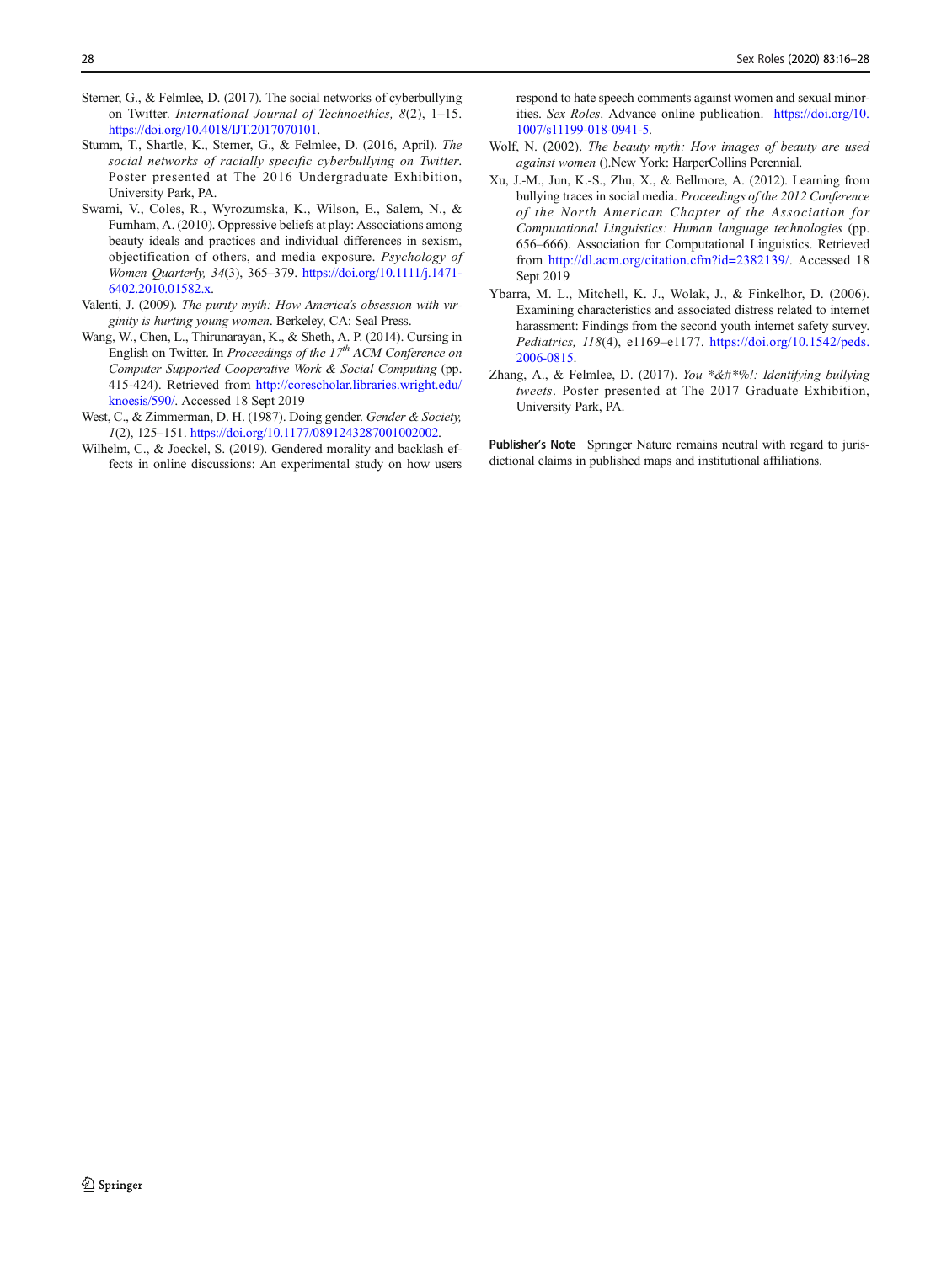Sterner, G., & Felmlee, D. (2017). The social networks of cyberbullying on Twitter. *International Journal of Technoethics, 8*(2), 1–15. https://doi.org/10.4018/IJT.2017070101.

Stumm, T., Shartle, K., Sterner, G., & Felmlee, D. (2016, April). *The social networks of racially specific cyberbullying on Twitter*. Poster presented at The 2016 Undergraduate Exhibition, University Park, PA.

Swami, V., Coles, R., Wyrozumska, K., Wilson, E., Salem, N., & Furnham, A. (2010). Oppressive beliefs at play: Associations among beauty ideals and practices and individual differences in sexism, objectification of others, and media exposure. *Psychology of Women Quarterly, 34*(3), 365–379. https://doi.org/10.1111/j.1471-6402.2010.01582.x.

Valenti, J. (2009). *The purity myth: How America's obsession with virginity is hurting young women*. Berkeley, CA: Seal Press.

Wang, W., Chen, L., Thirunarayan, K., & Sheth, A. P. (2014). Cursing in English on Twitter. In *Proceedings of the 17th ACM Conference on Computer Supported Cooperative Work & Social Computing* (pp. 415-424). Retrieved from http://corescholar.libraries.wright.edu/knoesis/590/. Accessed 18 Sept 2019

West, C., & Zimmerman, D. H. (1987). Doing gender. *Gender & Society, 1*(2), 125–151. https://doi.org/10.1177/0891243287001002002.

Wilhelm, C., & Joeckel, S. (2019). Gendered morality and backlash effects in online discussions: An experimental study on how users respond to hate speech comments against women and sexual minorities. *Sex Roles*. Advance online publication. https://doi.org/10.1007/s11199-018-0941-5.

Wolf, N. (2002). *The beauty myth: How images of beauty are used against women* ().New York: HarperCollins Perennial.

Xu, J.-M., Jun, K.-S., Zhu, X., & Bellmore, A. (2012). Learning from bullying traces in social media. *Proceedings of the 2012 Conference of the North American Chapter of the Association for Computational Linguistics: Human language technologies* (pp. 656–666). Association for Computational Linguistics. Retrieved from http://dl.acm.org/citation.cfm?id=2382139/. Accessed 18 Sept 2019

Ybarra, M. L., Mitchell, K. J., Wolak, J., & Finkelhor, D. (2006). Examining characteristics and associated distress related to internet harassment: Findings from the second youth internet safety survey. *Pediatrics, 118*(4), e1169–e1177. https://doi.org/10.1542/peds.2006-0815.

Zhang, A., & Felmlee, D. (2017). *You *&#*%!: Identifying bullying tweets*. Poster presented at The 2017 Graduate Exhibition, University Park, PA.

**Publisher's Note** Springer Nature remains neutral with regard to jurisdictional claims in published maps and institutional affiliations.